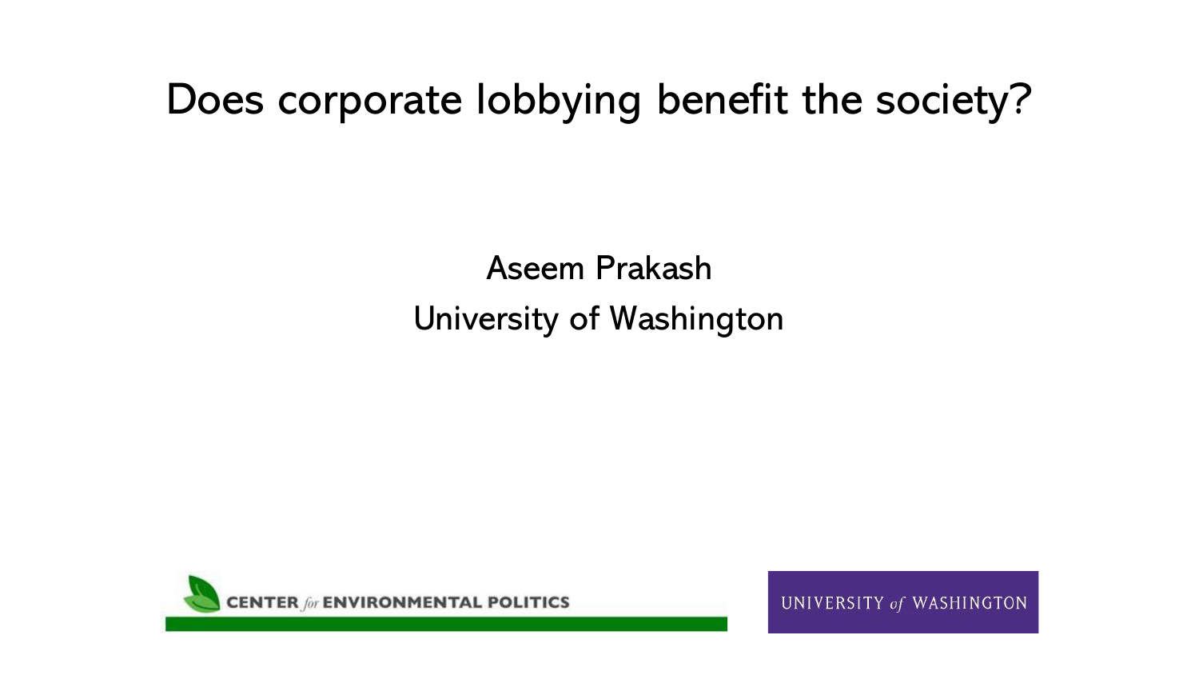# Does corporate lobbying benefit the society?

Aseem Prakash

University of Washington

CENTER *for* ENVIRONMENTAL POLITICS

UNIVERSITY *of* WASHINGTON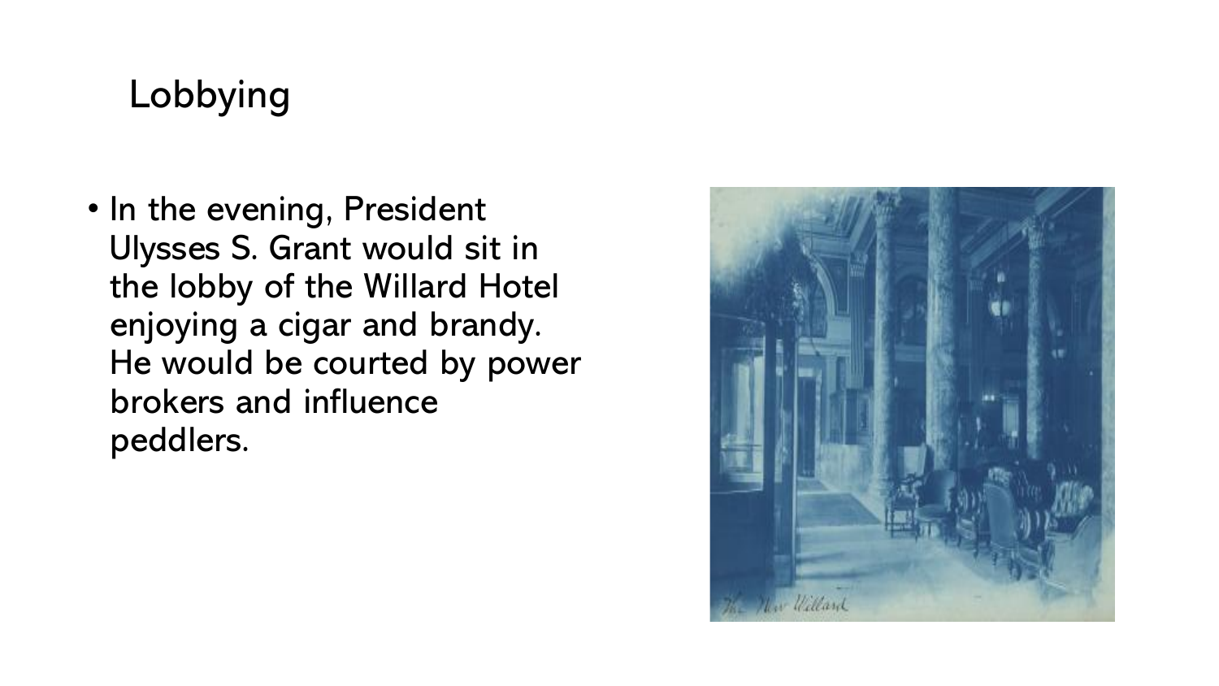# Lobbying

- In the evening, President Ulysses S. Grant would sit in the lobby of the Willard Hotel enjoying a cigar and brandy. He would be courted by power brokers and influence peddlers.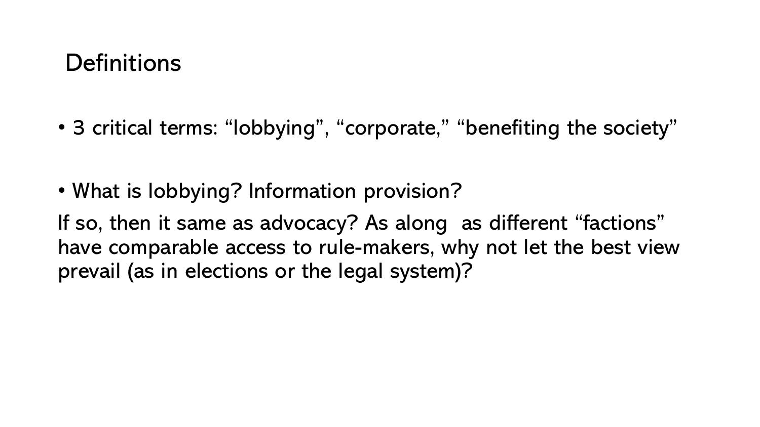# Definitions

- 3 critical terms: “lobbying”, “corporate,” “benefiting the society”

- What is lobbying? Information provision?

If so, then it same as advocacy? As along  as different “factions” have comparable access to rule-makers, why not let the best view prevail (as in elections or the legal system)?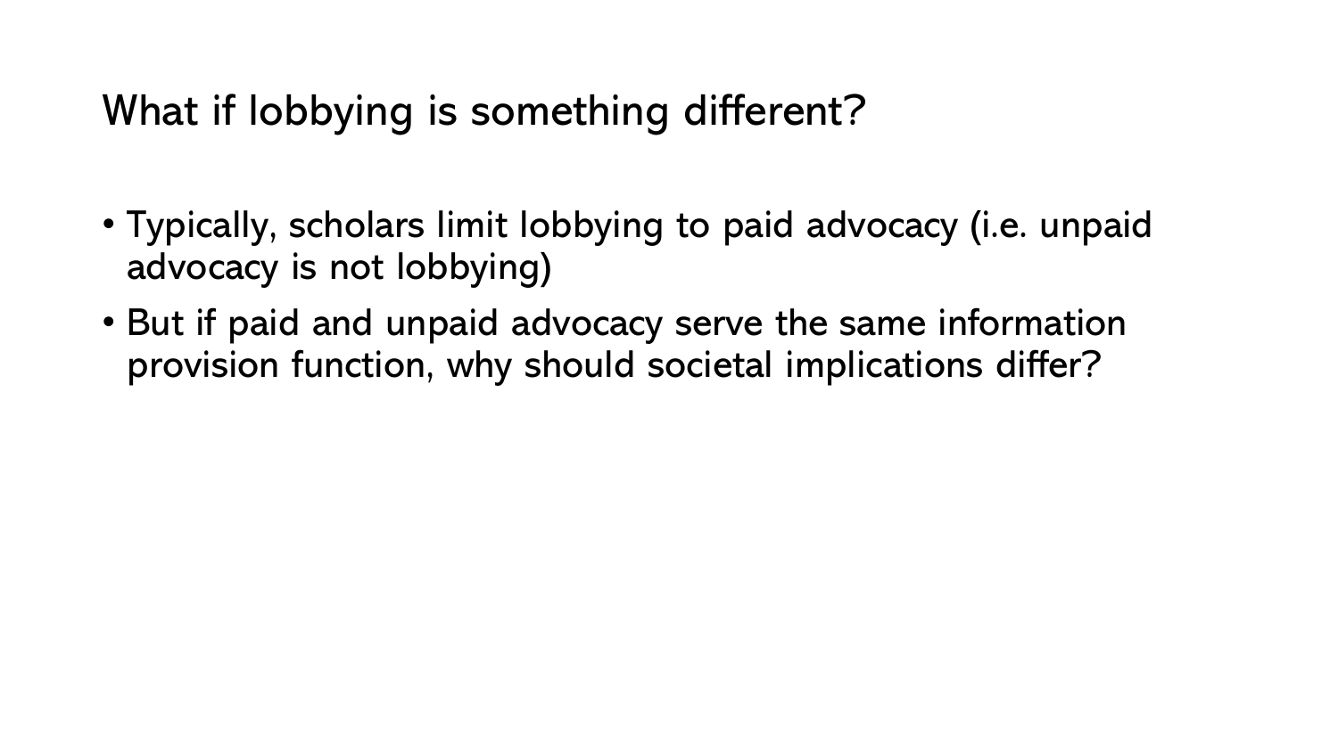## What if lobbying is something different?

- Typically, scholars limit lobbying to paid advocacy (i.e. unpaid advocacy is not lobbying)
- But if paid and unpaid advocacy serve the same information provision function, why should societal implications differ?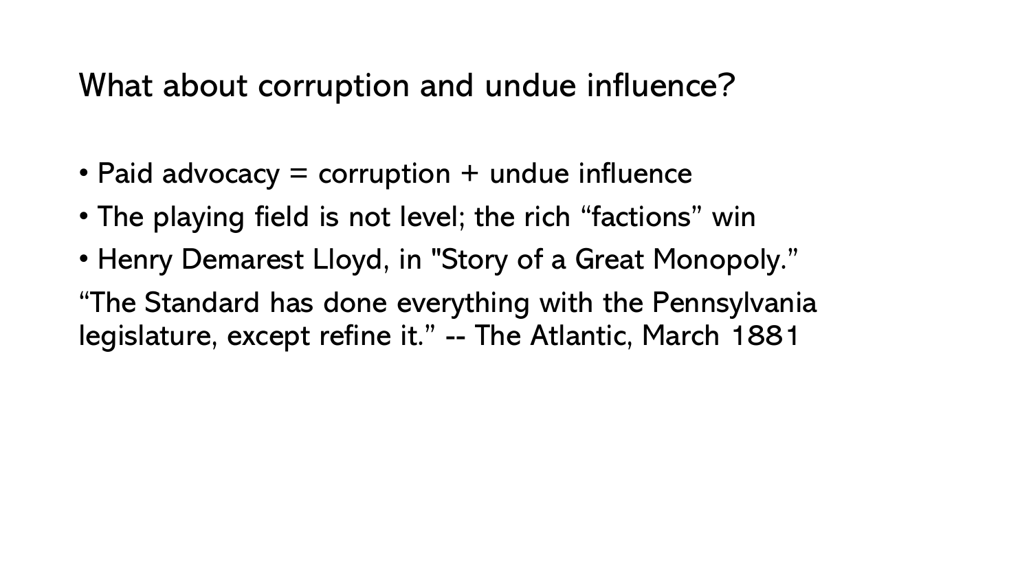# What about corruption and undue influence?

- Paid advocacy = corruption + undue influence
- The playing field is not level; the rich “factions” win
- Henry Demarest Lloyd, in "Story of a Great Monopoly.”

“The Standard has done everything with the Pennsylvania legislature, except refine it.” -- The Atlantic, March 1881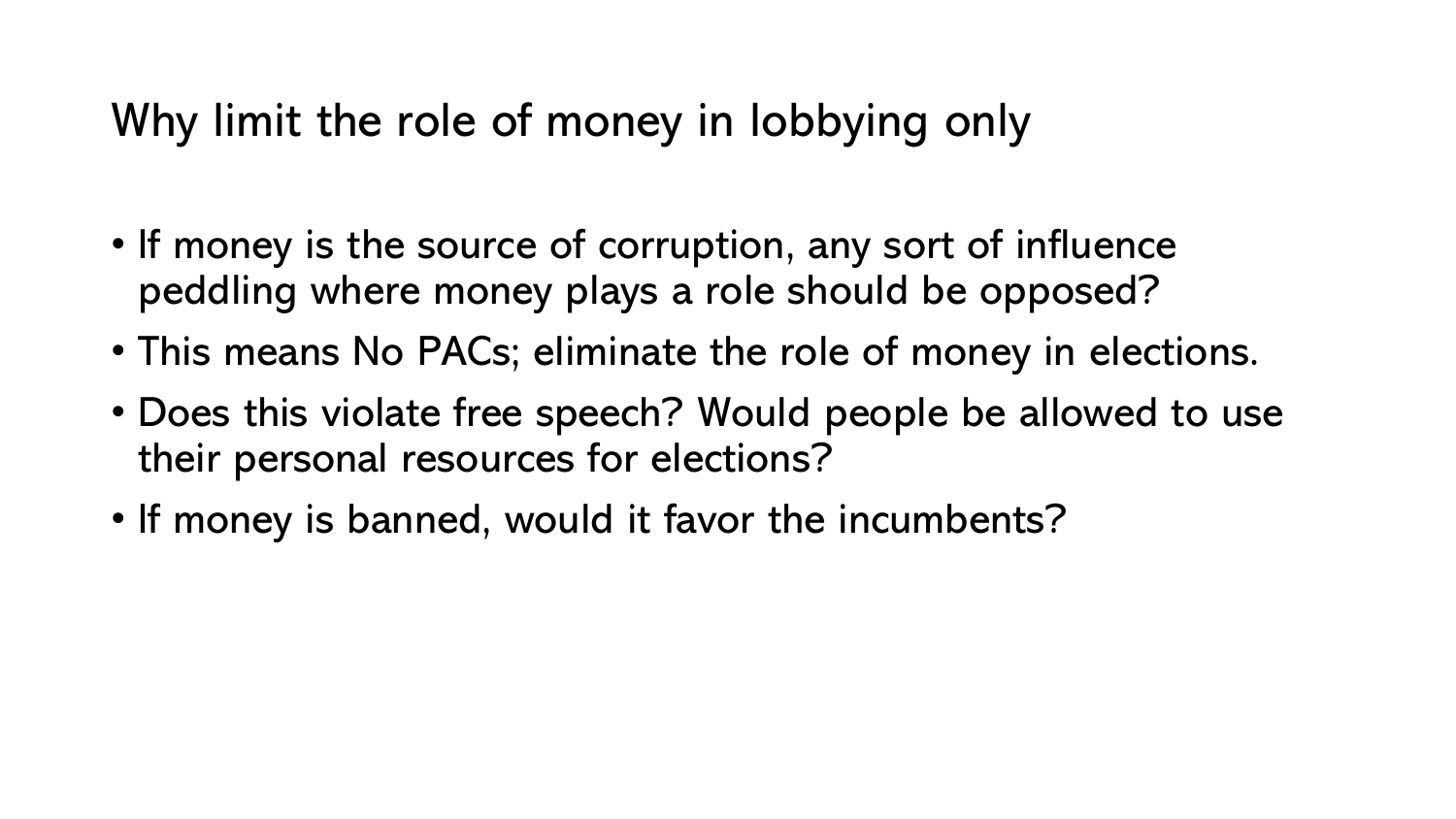# Why limit the role of money in lobbying only

- If money is the source of corruption, any sort of influence peddling where money plays a role should be opposed?
- This means No PACs; eliminate the role of money in elections.
- Does this violate free speech? Would people be allowed to use their personal resources for elections?
- If money is banned, would it favor the incumbents?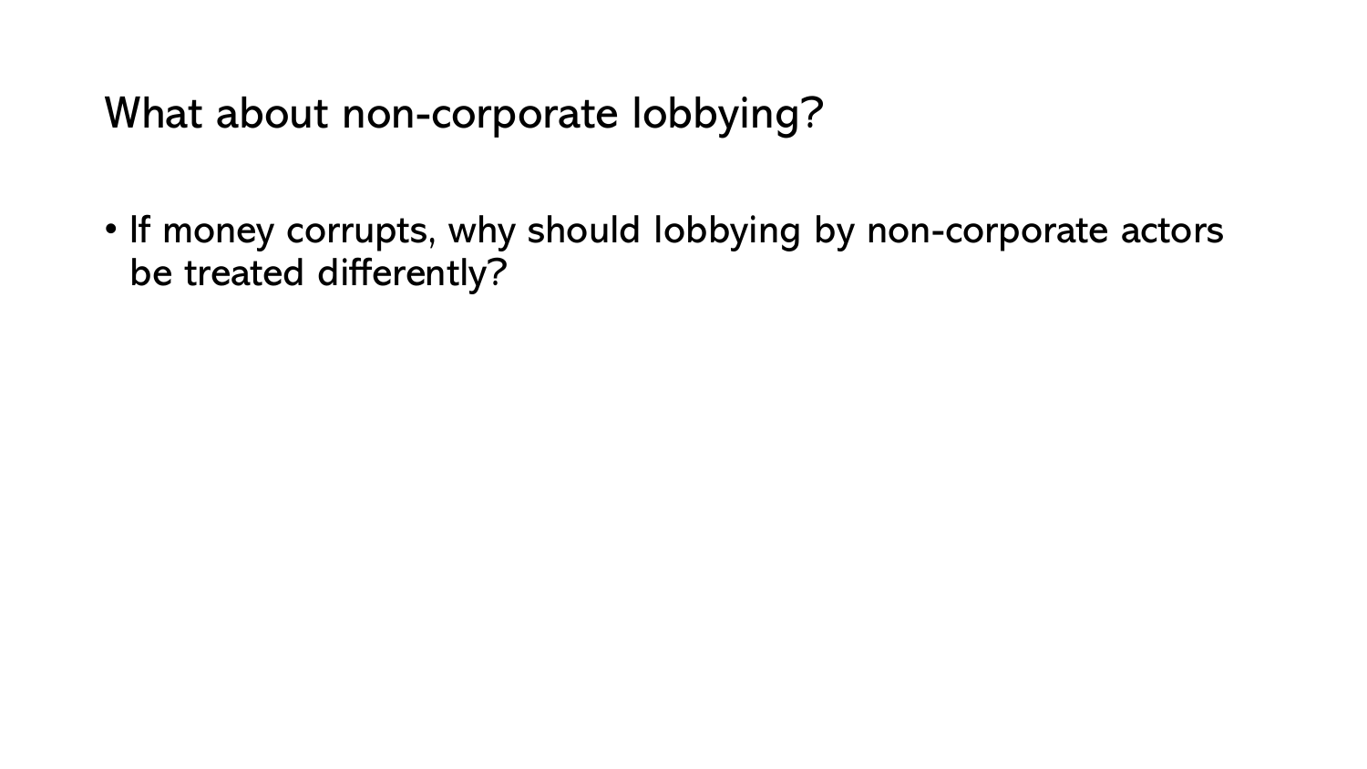# What about non-corporate lobbying?

- If money corrupts, why should lobbying by non-corporate actors be treated differently?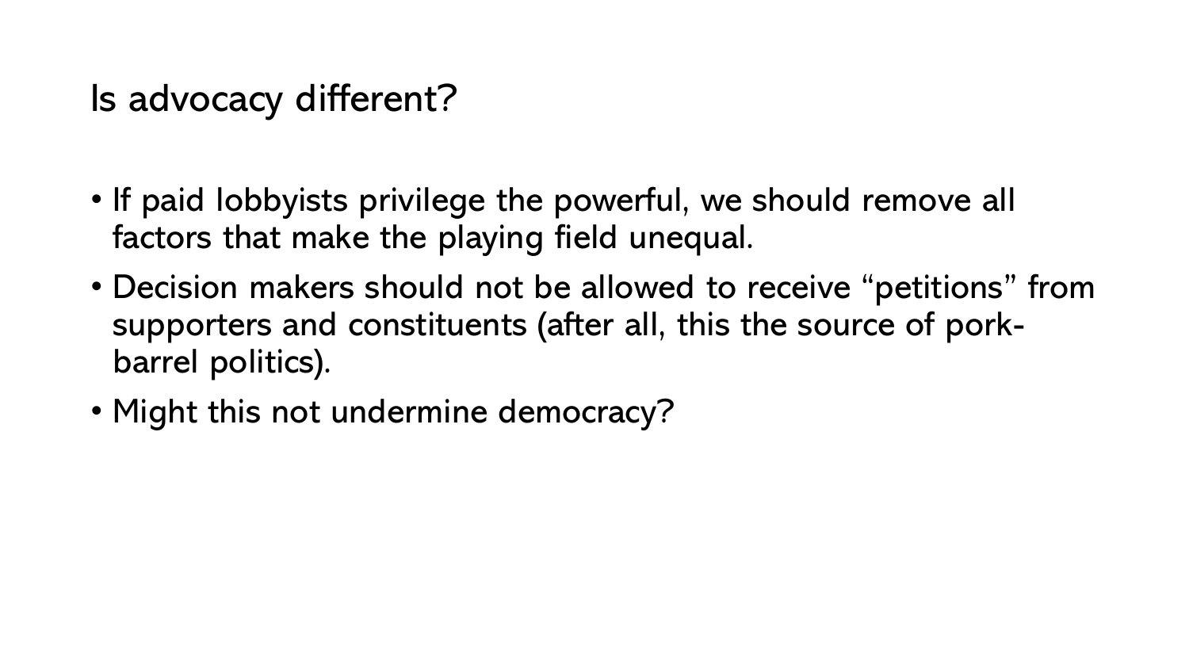# Is advocacy different?

- If paid lobbyists privilege the powerful, we should remove all factors that make the playing field unequal.
- Decision makers should not be allowed to receive "petitions" from supporters and constituents (after all, this the source of pork-barrel politics).
- Might this not undermine democracy?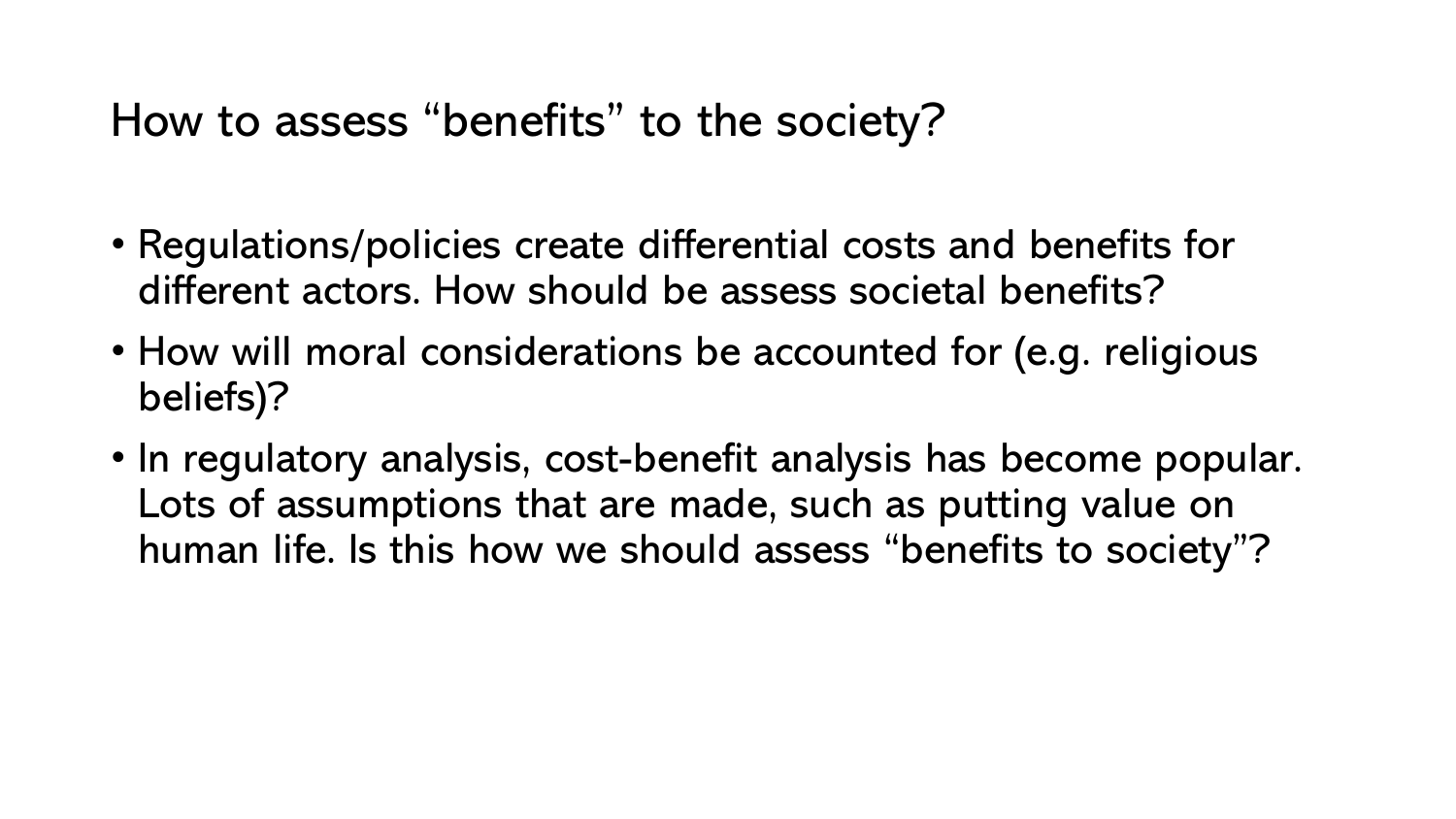# How to assess “benefits” to the society?

- Regulations/policies create differential costs and benefits for different actors. How should be assess societal benefits?
- How will moral considerations be accounted for (e.g. religious beliefs)?
- In regulatory analysis, cost-benefit analysis has become popular. Lots of assumptions that are made, such as putting value on human life. Is this how we should assess “benefits to society”?